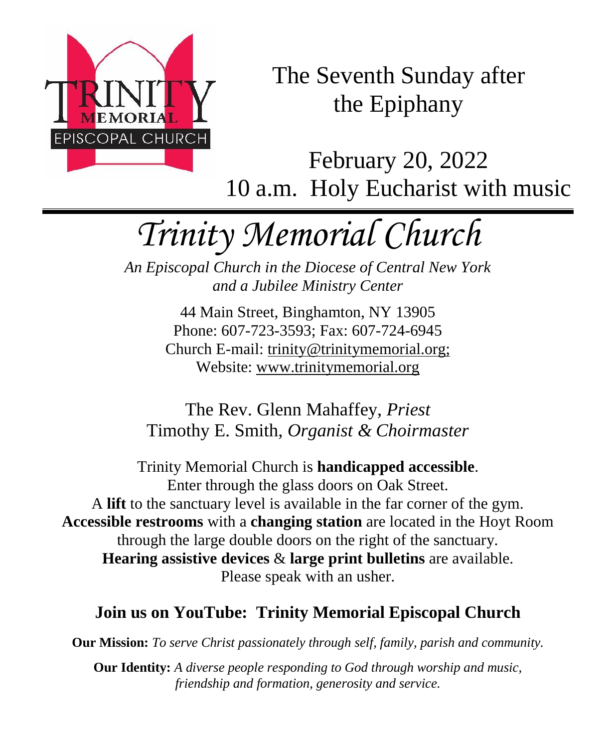The Seventh Sunday after the Epiphany

February 20, 2022
10 a.m. Holy Eucharist with music

# *Trinity Memorial Church*

*An Episcopal Church in the Diocese of Central New York and a Jubilee Ministry Center*

44 Main Street, Binghamton, NY 13905
Phone: 607-723-3593; Fax: 607-724-6945
Church E-mail: trinity@trinitymemorial.org;
Website: www.trinitymemorial.org

The Rev. Glenn Mahaffey, *Priest*
Timothy E. Smith, *Organist & Choirmaster*

Trinity Memorial Church is **handicapped accessible**.
Enter through the glass doors on Oak Street.
A **lift** to the sanctuary level is available in the far corner of the gym.
**Accessible restrooms** with a **changing station** are located in the Hoyt Room through the large double doors on the right of the sanctuary.
**Hearing assistive devices** & **large print bulletins** are available.
Please speak with an usher.

**Join us on YouTube: Trinity Memorial Episcopal Church**

**Our Mission:** *To serve Christ passionately through self, family, parish and community.*

**Our Identity:** *A diverse people responding to God through worship and music, friendship and formation, generosity and service.*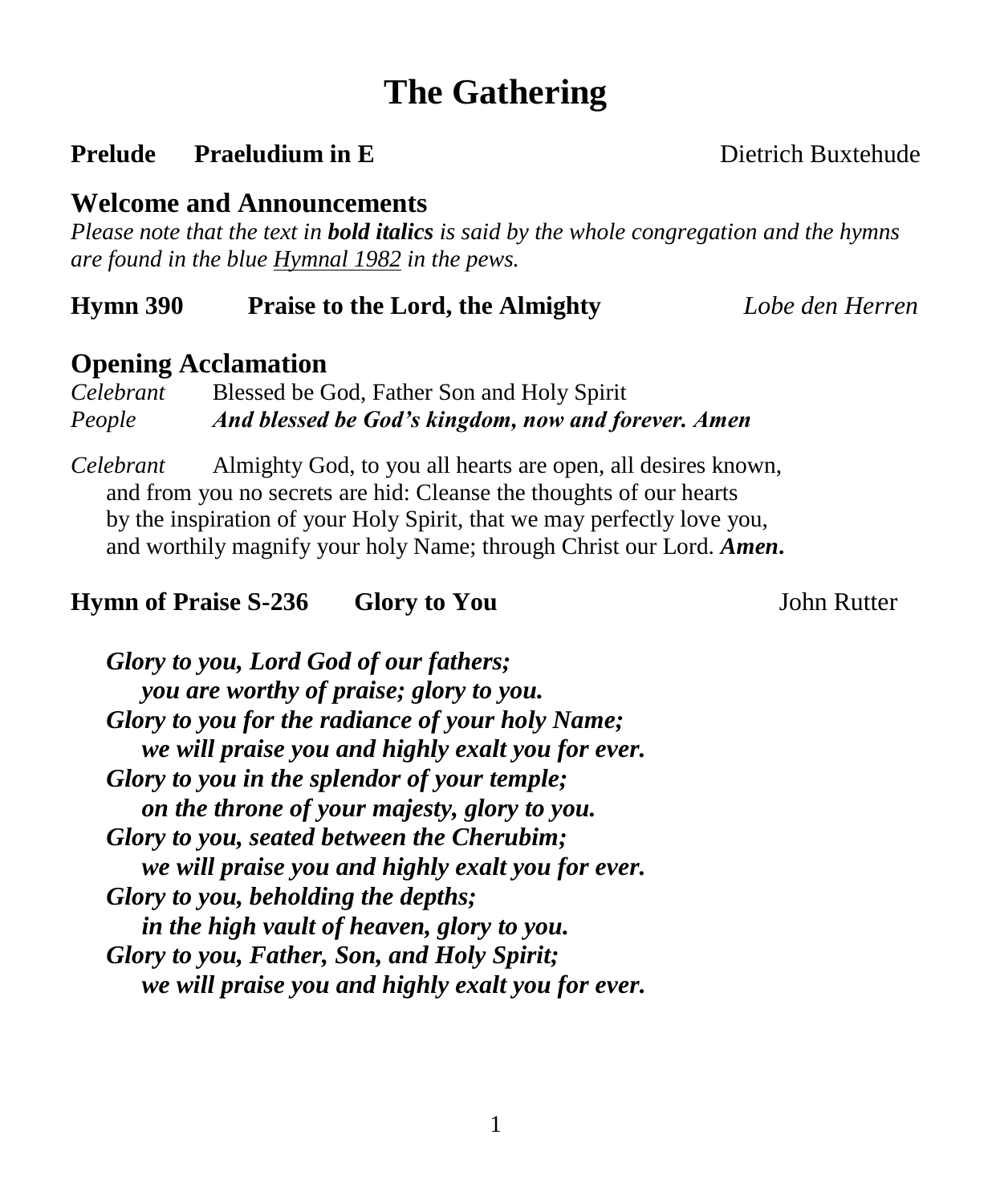# The Gathering

**Prelude　Praeludium in E** Dietrich Buxtehude

## Welcome and Announcements

*Please note that the text in **bold italics** is said by the whole congregation and the hymns are found in the blue Hymnal 1982 in the pews.*

**Hymn 390　Praise to the Lord, the Almighty** *Lobe den Herren*

## Opening Acclamation

*Celebrant* Blessed be God, Father Son and Holy Spirit
*People* ***And blessed be God's kingdom, now and forever. Amen***

*Celebrant* Almighty God, to you all hearts are open, all desires known, and from you no secrets are hid: Cleanse the thoughts of our hearts by the inspiration of your Holy Spirit, that we may perfectly love you, and worthily magnify your holy Name; through Christ our Lord. ***Amen.***

**Hymn of Praise S-236　Glory to You** John Rutter

***Glory to you, Lord God of our fathers;***
***you are worthy of praise; glory to you.***
***Glory to you for the radiance of your holy Name;***
***we will praise you and highly exalt you for ever.***
***Glory to you in the splendor of your temple;***
***on the throne of your majesty, glory to you.***
***Glory to you, seated between the Cherubim;***
***we will praise you and highly exalt you for ever.***
***Glory to you, beholding the depths;***
***in the high vault of heaven, glory to you.***
***Glory to you, Father, Son, and Holy Spirit;***
***we will praise you and highly exalt you for ever.***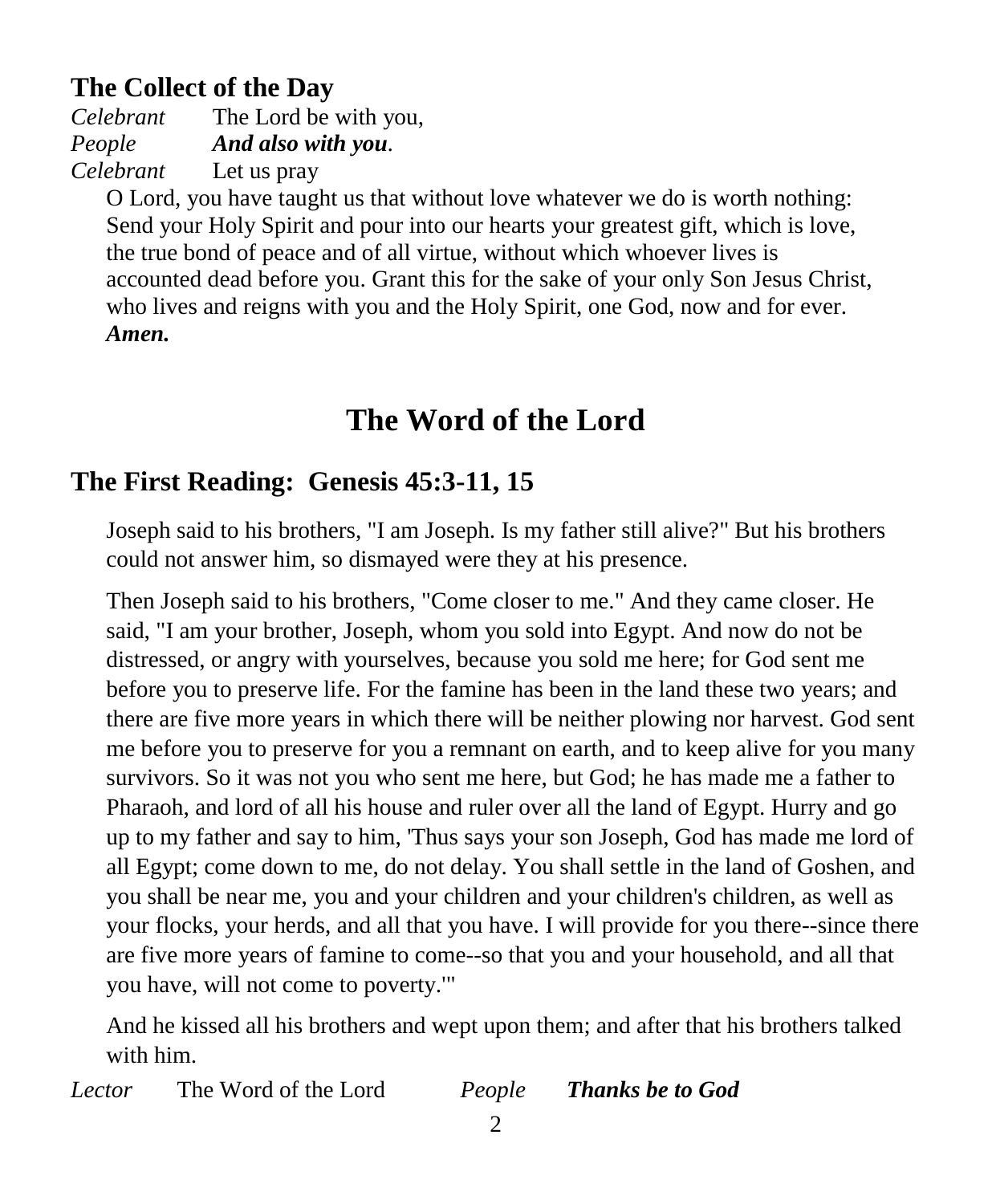## The Collect of the Day

*Celebrant* The Lord be with you,
*People* ***And also with you***.
*Celebrant* Let us pray

O Lord, you have taught us that without love whatever we do is worth nothing: Send your Holy Spirit and pour into our hearts your greatest gift, which is love, the true bond of peace and of all virtue, without which whoever lives is accounted dead before you. Grant this for the sake of your only Son Jesus Christ, who lives and reigns with you and the Holy Spirit, one God, now and for ever. ***Amen.***

# The Word of the Lord

## The First Reading: Genesis 45:3-11, 15

Joseph said to his brothers, "I am Joseph. Is my father still alive?" But his brothers could not answer him, so dismayed were they at his presence.

Then Joseph said to his brothers, "Come closer to me." And they came closer. He said, "I am your brother, Joseph, whom you sold into Egypt. And now do not be distressed, or angry with yourselves, because you sold me here; for God sent me before you to preserve life. For the famine has been in the land these two years; and there are five more years in which there will be neither plowing nor harvest. God sent me before you to preserve for you a remnant on earth, and to keep alive for you many survivors. So it was not you who sent me here, but God; he has made me a father to Pharaoh, and lord of all his house and ruler over all the land of Egypt. Hurry and go up to my father and say to him, 'Thus says your son Joseph, God has made me lord of all Egypt; come down to me, do not delay. You shall settle in the land of Goshen, and you shall be near me, you and your children and your children's children, as well as your flocks, your herds, and all that you have. I will provide for you there--since there are five more years of famine to come--so that you and your household, and all that you have, will not come to poverty.'"

And he kissed all his brothers and wept upon them; and after that his brothers talked with him.

*Lector* The Word of the Lord *People* ***Thanks be to God***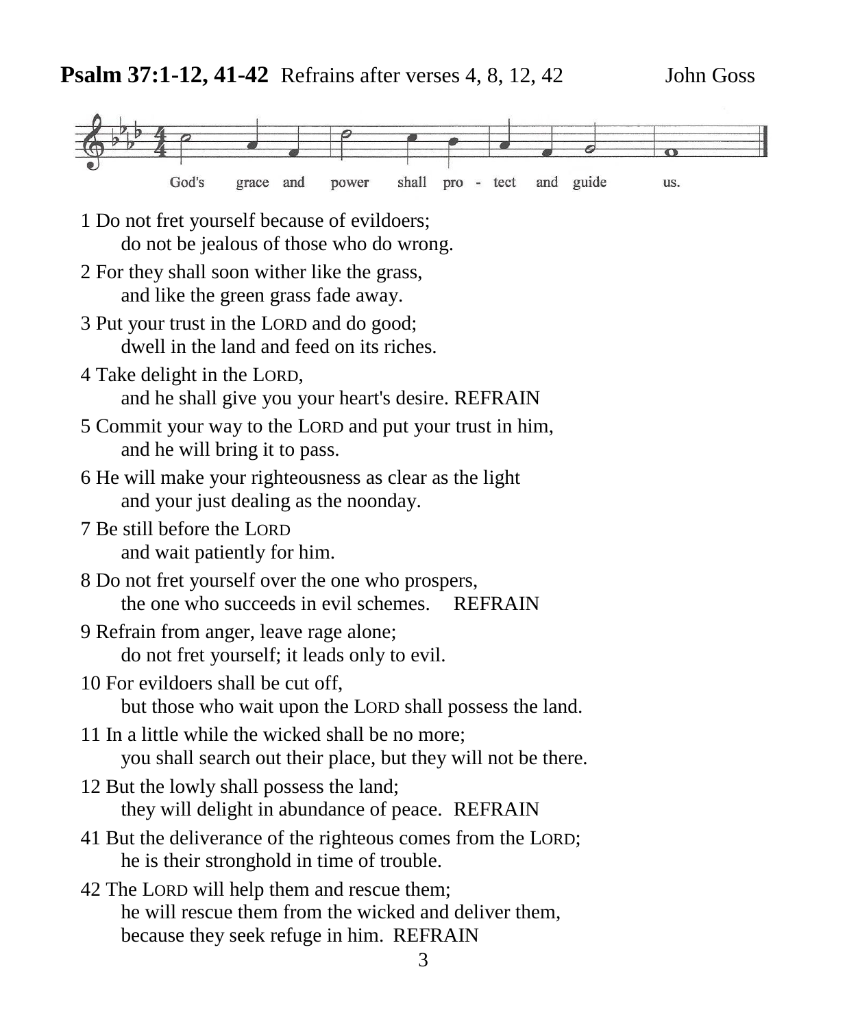**Psalm 37:1-12, 41-42** Refrains after verses 4, 8, 12, 42 John Goss

God's grace and power shall pro - tect and guide us.

1 Do not fret yourself because of evildoers;
  do not be jealous of those who do wrong.

2 For they shall soon wither like the grass,
  and like the green grass fade away.

3 Put your trust in the LORD and do good;
  dwell in the land and feed on its riches.

4 Take delight in the LORD,
  and he shall give you your heart's desire. REFRAIN

5 Commit your way to the LORD and put your trust in him,
  and he will bring it to pass.

6 He will make your righteousness as clear as the light
  and your just dealing as the noonday.

7 Be still before the LORD
  and wait patiently for him.

8 Do not fret yourself over the one who prospers,
  the one who succeeds in evil schemes. REFRAIN

9 Refrain from anger, leave rage alone;
  do not fret yourself; it leads only to evil.

10 For evildoers shall be cut off,
  but those who wait upon the LORD shall possess the land.

11 In a little while the wicked shall be no more;
  you shall search out their place, but they will not be there.

12 But the lowly shall possess the land;
  they will delight in abundance of peace. REFRAIN

41 But the deliverance of the righteous comes from the LORD;
  he is their stronghold in time of trouble.

42 The LORD will help them and rescue them;
  he will rescue them from the wicked and deliver them,
  because they seek refuge in him. REFRAIN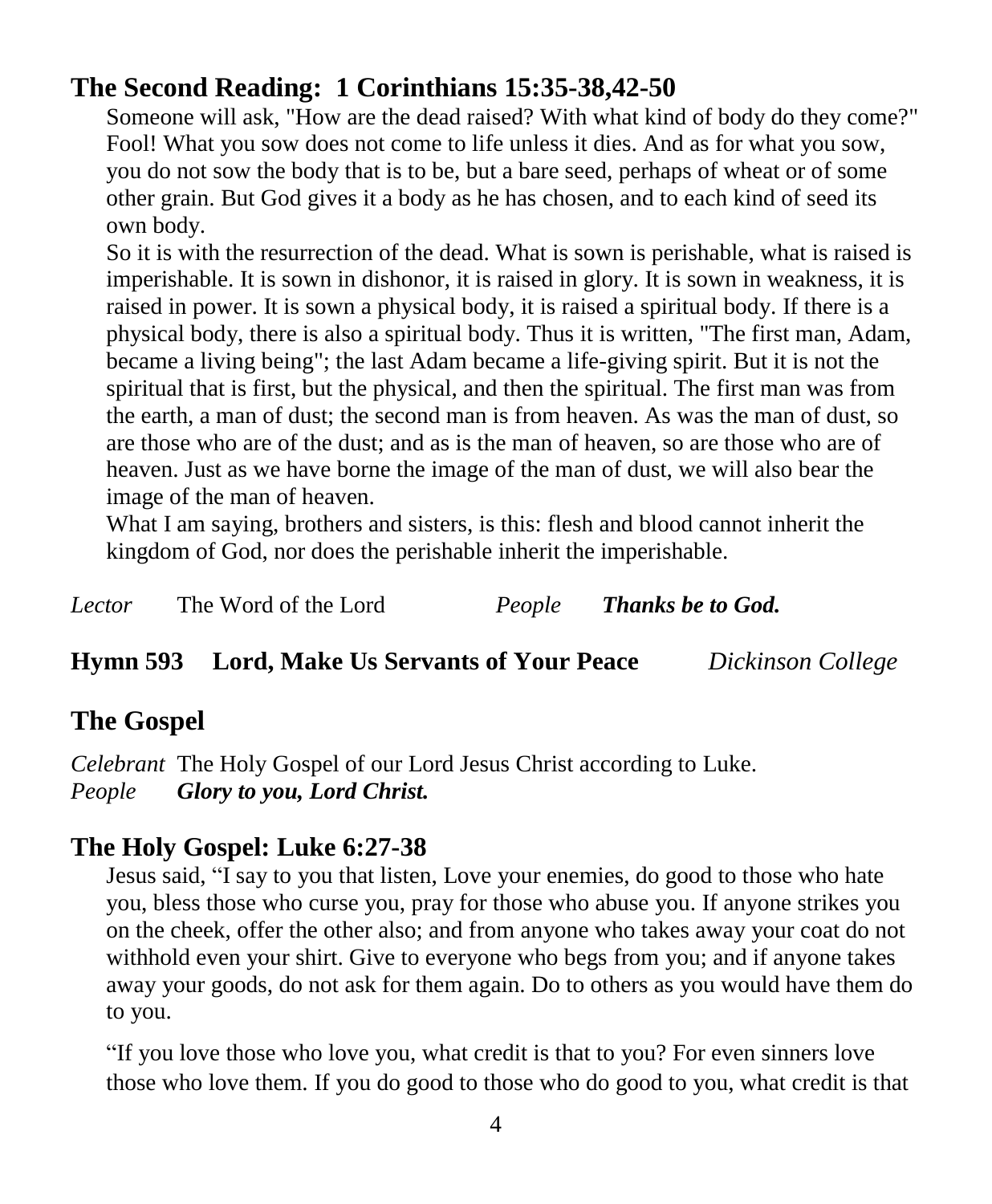## The Second Reading: 1 Corinthians 15:35-38,42-50

Someone will ask, "How are the dead raised? With what kind of body do they come?" Fool! What you sow does not come to life unless it dies. And as for what you sow, you do not sow the body that is to be, but a bare seed, perhaps of wheat or of some other grain. But God gives it a body as he has chosen, and to each kind of seed its own body.

So it is with the resurrection of the dead. What is sown is perishable, what is raised is imperishable. It is sown in dishonor, it is raised in glory. It is sown in weakness, it is raised in power. It is sown a physical body, it is raised a spiritual body. If there is a physical body, there is also a spiritual body. Thus it is written, "The first man, Adam, became a living being"; the last Adam became a life-giving spirit. But it is not the spiritual that is first, but the physical, and then the spiritual. The first man was from the earth, a man of dust; the second man is from heaven. As was the man of dust, so are those who are of the dust; and as is the man of heaven, so are those who are of heaven. Just as we have borne the image of the man of dust, we will also bear the image of the man of heaven.

What I am saying, brothers and sisters, is this: flesh and blood cannot inherit the kingdom of God, nor does the perishable inherit the imperishable.

*Lector* The Word of the Lord *People* ***Thanks be to God.***

**Hymn 593 Lord, Make Us Servants of Your Peace** *Dickinson College*

## The Gospel

*Celebrant* The Holy Gospel of our Lord Jesus Christ according to Luke.
*People* ***Glory to you, Lord Christ.***

## The Holy Gospel: Luke 6:27-38

Jesus said, "I say to you that listen, Love your enemies, do good to those who hate you, bless those who curse you, pray for those who abuse you. If anyone strikes you on the cheek, offer the other also; and from anyone who takes away your coat do not withhold even your shirt. Give to everyone who begs from you; and if anyone takes away your goods, do not ask for them again. Do to others as you would have them do to you.

"If you love those who love you, what credit is that to you? For even sinners love those who love them. If you do good to those who do good to you, what credit is that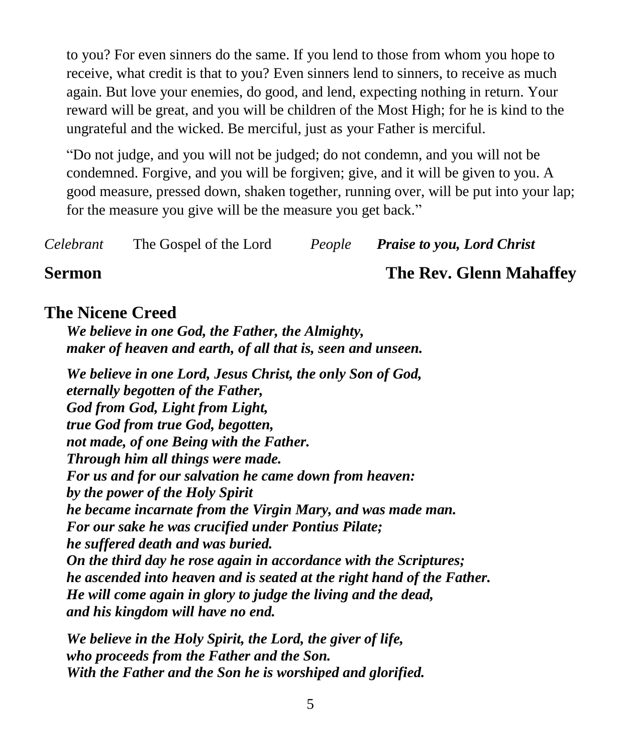to you? For even sinners do the same. If you lend to those from whom you hope to receive, what credit is that to you? Even sinners lend to sinners, to receive as much again. But love your enemies, do good, and lend, expecting nothing in return. Your reward will be great, and you will be children of the Most High; for he is kind to the ungrateful and the wicked. Be merciful, just as your Father is merciful.

"Do not judge, and you will not be judged; do not condemn, and you will not be condemned. Forgive, and you will be forgiven; give, and it will be given to you. A good measure, pressed down, shaken together, running over, will be put into your lap; for the measure you give will be the measure you get back."

*Celebrant* The Gospel of the Lord *People* ***Praise to you, Lord Christ***

**Sermon** **The Rev. Glenn Mahaffey**

## The Nicene Creed

***We believe in one God, the Father, the Almighty,***
***maker of heaven and earth, of all that is, seen and unseen.***

***We believe in one Lord, Jesus Christ, the only Son of God,***
***eternally begotten of the Father,***
***God from God, Light from Light,***
***true God from true God, begotten,***
***not made, of one Being with the Father.***
***Through him all things were made.***
***For us and for our salvation he came down from heaven:***
***by the power of the Holy Spirit***
***he became incarnate from the Virgin Mary, and was made man.***
***For our sake he was crucified under Pontius Pilate;***
***he suffered death and was buried.***
***On the third day he rose again in accordance with the Scriptures;***
***he ascended into heaven and is seated at the right hand of the Father.***
***He will come again in glory to judge the living and the dead,***
***and his kingdom will have no end.***

***We believe in the Holy Spirit, the Lord, the giver of life,***
***who proceeds from the Father and the Son.***
***With the Father and the Son he is worshiped and glorified.***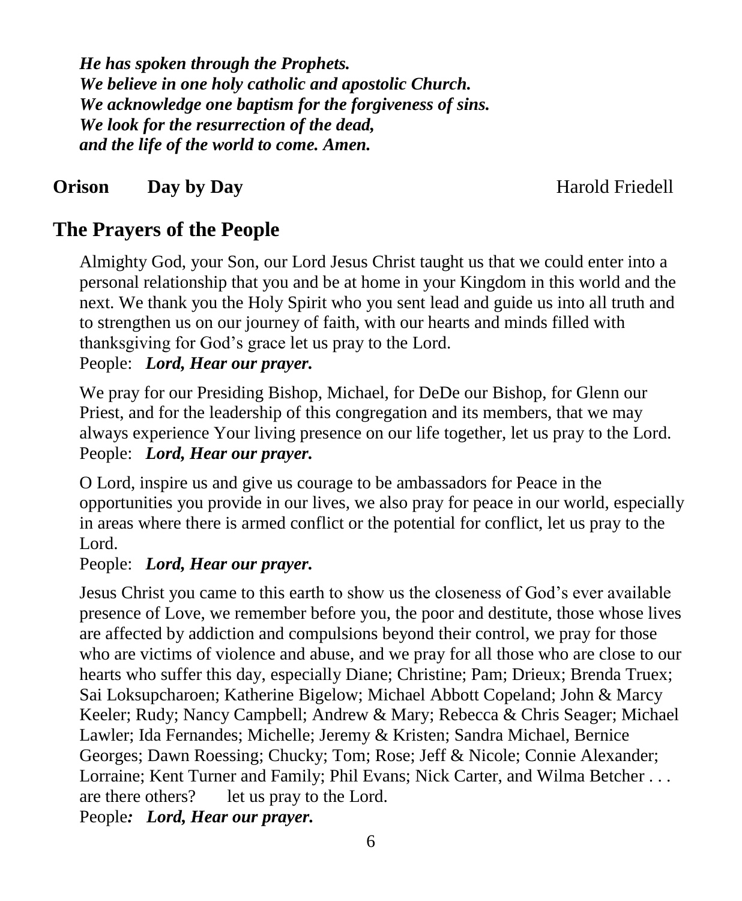*He has spoken through the Prophets.*
*We believe in one holy catholic and apostolic Church.*
*We acknowledge one baptism for the forgiveness of sins.*
*We look for the resurrection of the dead,*
*and the life of the world to come. Amen.*

**Orison** **Day by Day** Harold Friedell

## The Prayers of the People

Almighty God, your Son, our Lord Jesus Christ taught us that we could enter into a personal relationship that you and be at home in your Kingdom in this world and the next. We thank you the Holy Spirit who you sent lead and guide us into all truth and to strengthen us on our journey of faith, with our hearts and minds filled with thanksgiving for God's grace let us pray to the Lord.
People: ***Lord, Hear our prayer.***

We pray for our Presiding Bishop, Michael, for DeDe our Bishop, for Glenn our Priest, and for the leadership of this congregation and its members, that we may always experience Your living presence on our life together, let us pray to the Lord.
People: ***Lord, Hear our prayer.***

O Lord, inspire us and give us courage to be ambassadors for Peace in the opportunities you provide in our lives, we also pray for peace in our world, especially in areas where there is armed conflict or the potential for conflict, let us pray to the Lord.
People: ***Lord, Hear our prayer.***

Jesus Christ you came to this earth to show us the closeness of God's ever available presence of Love, we remember before you, the poor and destitute, those whose lives are affected by addiction and compulsions beyond their control, we pray for those who are victims of violence and abuse, and we pray for all those who are close to our hearts who suffer this day, especially Diane; Christine; Pam; Drieux; Brenda Truex; Sai Loksupcharoen; Katherine Bigelow; Michael Abbott Copeland; John & Marcy Keeler; Rudy; Nancy Campbell; Andrew & Mary; Rebecca & Chris Seager; Michael Lawler; Ida Fernandes; Michelle; Jeremy & Kristen; Sandra Michael, Bernice Georges; Dawn Roessing; Chucky; Tom; Rose; Jeff & Nicole; Connie Alexander; Lorraine; Kent Turner and Family; Phil Evans; Nick Carter, and Wilma Betcher . . . are there others? let us pray to the Lord.
People***:*** ***Lord, Hear our prayer.***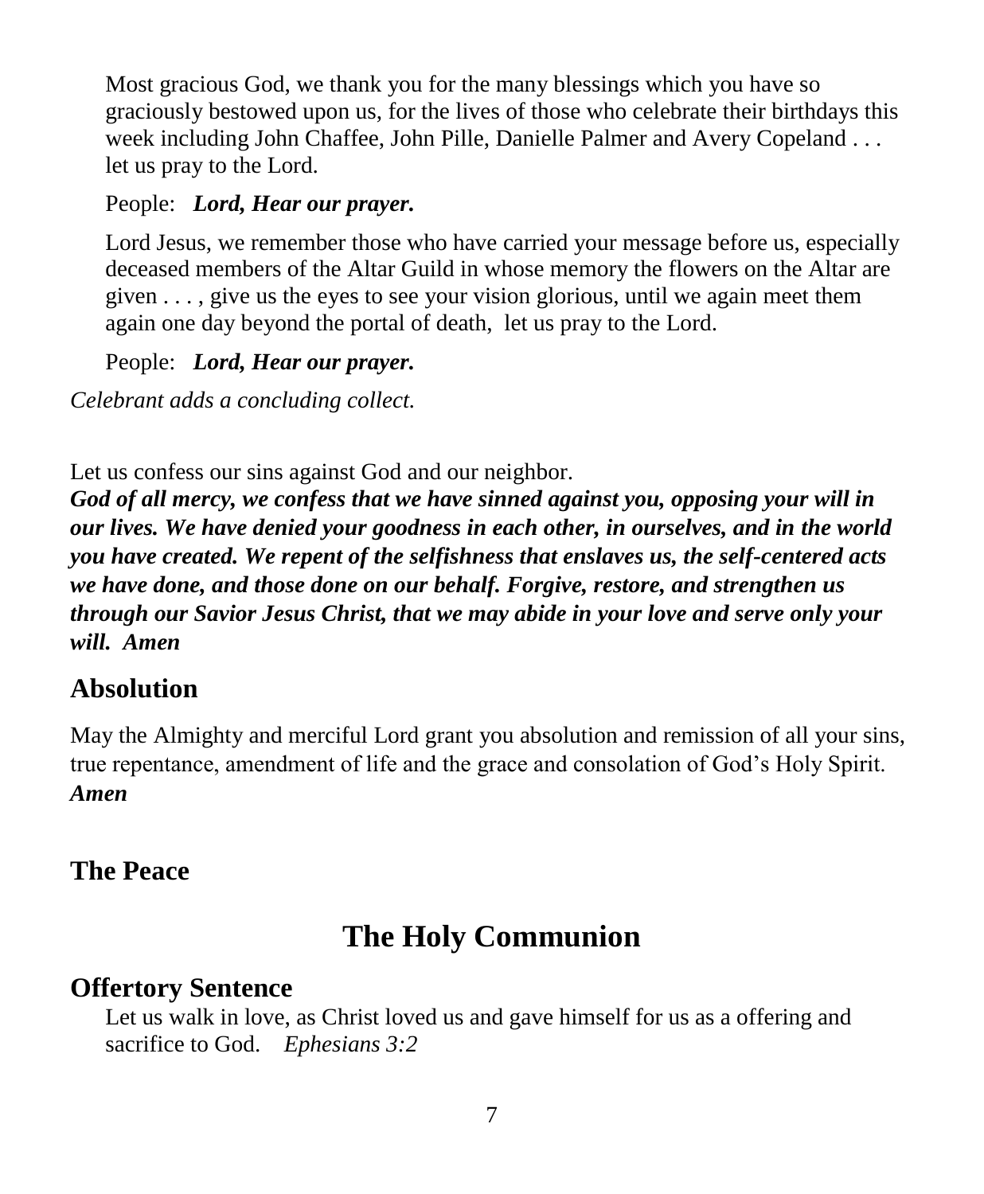Most gracious God, we thank you for the many blessings which you have so graciously bestowed upon us, for the lives of those who celebrate their birthdays this week including John Chaffee, John Pille, Danielle Palmer and Avery Copeland . . . let us pray to the Lord.

People: ***Lord, Hear our prayer.***

Lord Jesus, we remember those who have carried your message before us, especially deceased members of the Altar Guild in whose memory the flowers on the Altar are given . . . , give us the eyes to see your vision glorious, until we again meet them again one day beyond the portal of death, let us pray to the Lord.

People: ***Lord, Hear our prayer.***

*Celebrant adds a concluding collect.*

Let us confess our sins against God and our neighbor.

***God of all mercy, we confess that we have sinned against you, opposing your will in our lives. We have denied your goodness in each other, in ourselves, and in the world you have created. We repent of the selfishness that enslaves us, the self-centered acts we have done, and those done on our behalf. Forgive, restore, and strengthen us through our Savior Jesus Christ, that we may abide in your love and serve only your will. Amen***

## Absolution

May the Almighty and merciful Lord grant you absolution and remission of all your sins, true repentance, amendment of life and the grace and consolation of God's Holy Spirit. ***Amen***

## The Peace

# The Holy Communion

## Offertory Sentence

Let us walk in love, as Christ loved us and gave himself for us as a offering and sacrifice to God. *Ephesians 3:2*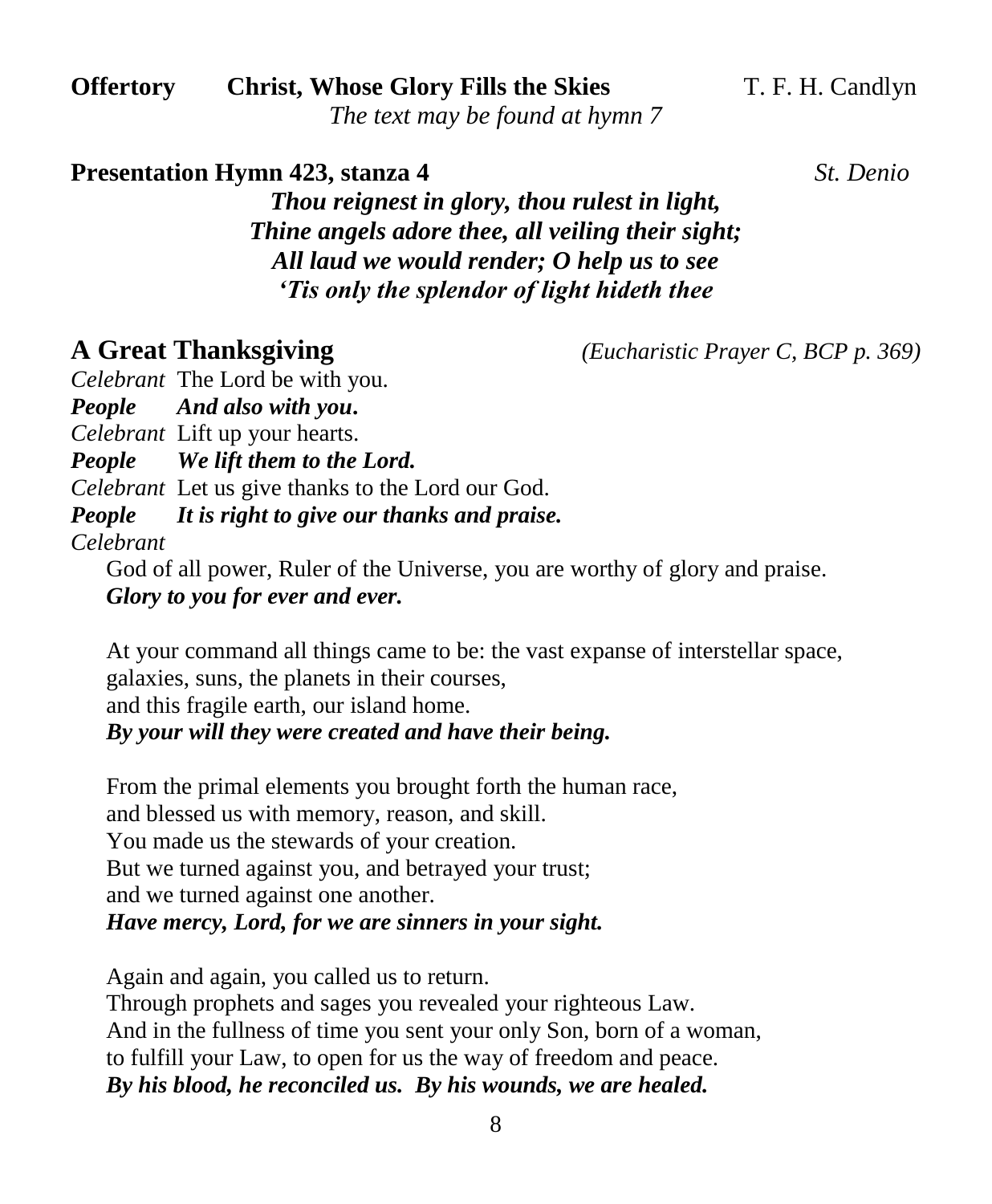**Offertory** **Christ, Whose Glory Fills the Skies** T. F. H. Candlyn

*The text may be found at hymn 7*

**Presentation Hymn 423, stanza 4** *St. Denio*

***Thou reignest in glory, thou rulest in light,***
***Thine angels adore thee, all veiling their sight;***
***All laud we would render; O help us to see***
***'Tis only the splendor of light hideth thee***

## A Great Thanksgiving *(Eucharistic Prayer C, BCP p. 369)*

*Celebrant* The Lord be with you.
***People And also with you.***
*Celebrant* Lift up your hearts.
***People We lift them to the Lord.***
*Celebrant* Let us give thanks to the Lord our God.
***People It is right to give our thanks and praise.***
*Celebrant*

God of all power, Ruler of the Universe, you are worthy of glory and praise.
***Glory to you for ever and ever.***

At your command all things came to be: the vast expanse of interstellar space,
galaxies, suns, the planets in their courses,
and this fragile earth, our island home.
***By your will they were created and have their being.***

From the primal elements you brought forth the human race,
and blessed us with memory, reason, and skill.
You made us the stewards of your creation.
But we turned against you, and betrayed your trust;
and we turned against one another.
***Have mercy, Lord, for we are sinners in your sight.***

Again and again, you called us to return.
Through prophets and sages you revealed your righteous Law.
And in the fullness of time you sent your only Son, born of a woman,
to fulfill your Law, to open for us the way of freedom and peace.
***By his blood, he reconciled us. By his wounds, we are healed.***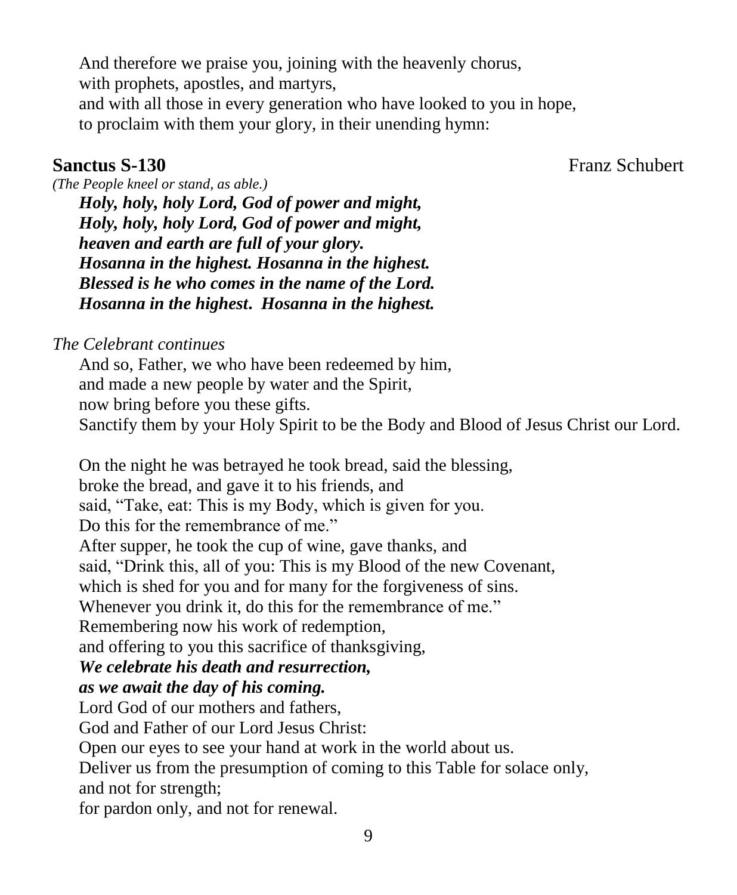And therefore we praise you, joining with the heavenly chorus,
with prophets, apostles, and martyrs,
and with all those in every generation who have looked to you in hope,
to proclaim with them your glory, in their unending hymn:

**Sanctus S-130** Franz Schubert

*(The People kneel or stand, as able.)*

***Holy, holy, holy Lord, God of power and might,***
***Holy, holy, holy Lord, God of power and might,***
***heaven and earth are full of your glory.***
***Hosanna in the highest. Hosanna in the highest.***
***Blessed is he who comes in the name of the Lord.***
***Hosanna in the highest. Hosanna in the highest.***

*The Celebrant continues*

And so, Father, we who have been redeemed by him,
and made a new people by water and the Spirit,
now bring before you these gifts.
Sanctify them by your Holy Spirit to be the Body and Blood of Jesus Christ our Lord.

On the night he was betrayed he took bread, said the blessing,
broke the bread, and gave it to his friends, and
said, "Take, eat: This is my Body, which is given for you.
Do this for the remembrance of me."
After supper, he took the cup of wine, gave thanks, and
said, "Drink this, all of you: This is my Blood of the new Covenant,
which is shed for you and for many for the forgiveness of sins.
Whenever you drink it, do this for the remembrance of me."
Remembering now his work of redemption,
and offering to you this sacrifice of thanksgiving,
***We celebrate his death and resurrection,***
***as we await the day of his coming.***
Lord God of our mothers and fathers,
God and Father of our Lord Jesus Christ:
Open our eyes to see your hand at work in the world about us.
Deliver us from the presumption of coming to this Table for solace only,
and not for strength;
for pardon only, and not for renewal.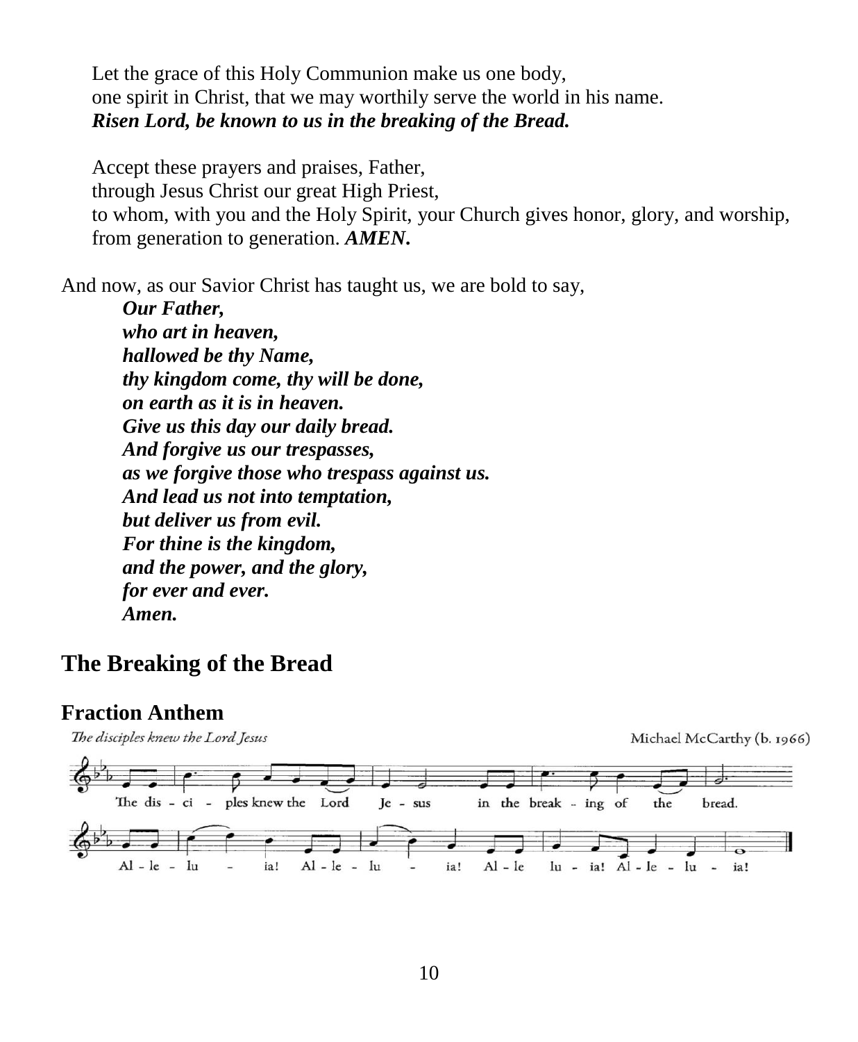Let the grace of this Holy Communion make us one body,
one spirit in Christ, that we may worthily serve the world in his name.
***Risen Lord, be known to us in the breaking of the Bread.***

Accept these prayers and praises, Father,
through Jesus Christ our great High Priest,
to whom, with you and the Holy Spirit, your Church gives honor, glory, and worship,
from generation to generation. ***AMEN.***

And now, as our Savior Christ has taught us, we are bold to say,

***Our Father,***
***who art in heaven,***
***hallowed be thy Name,***
***thy kingdom come, thy will be done,***
***on earth as it is in heaven.***
***Give us this day our daily bread.***
***And forgive us our trespasses,***
***as we forgive those who trespass against us.***
***And lead us not into temptation,***
***but deliver us from evil.***
***For thine is the kingdom,***
***and the power, and the glory,***
***for ever and ever.***
***Amen.***

## The Breaking of the Bread

### Fraction Anthem

*The disciples knew the Lord Jesus* — Michael McCarthy (b. 1966)

The disciples knew the Lord Jesus in the breaking of the bread.
Alleluia! Alleluia! Alleluia! Alleluia!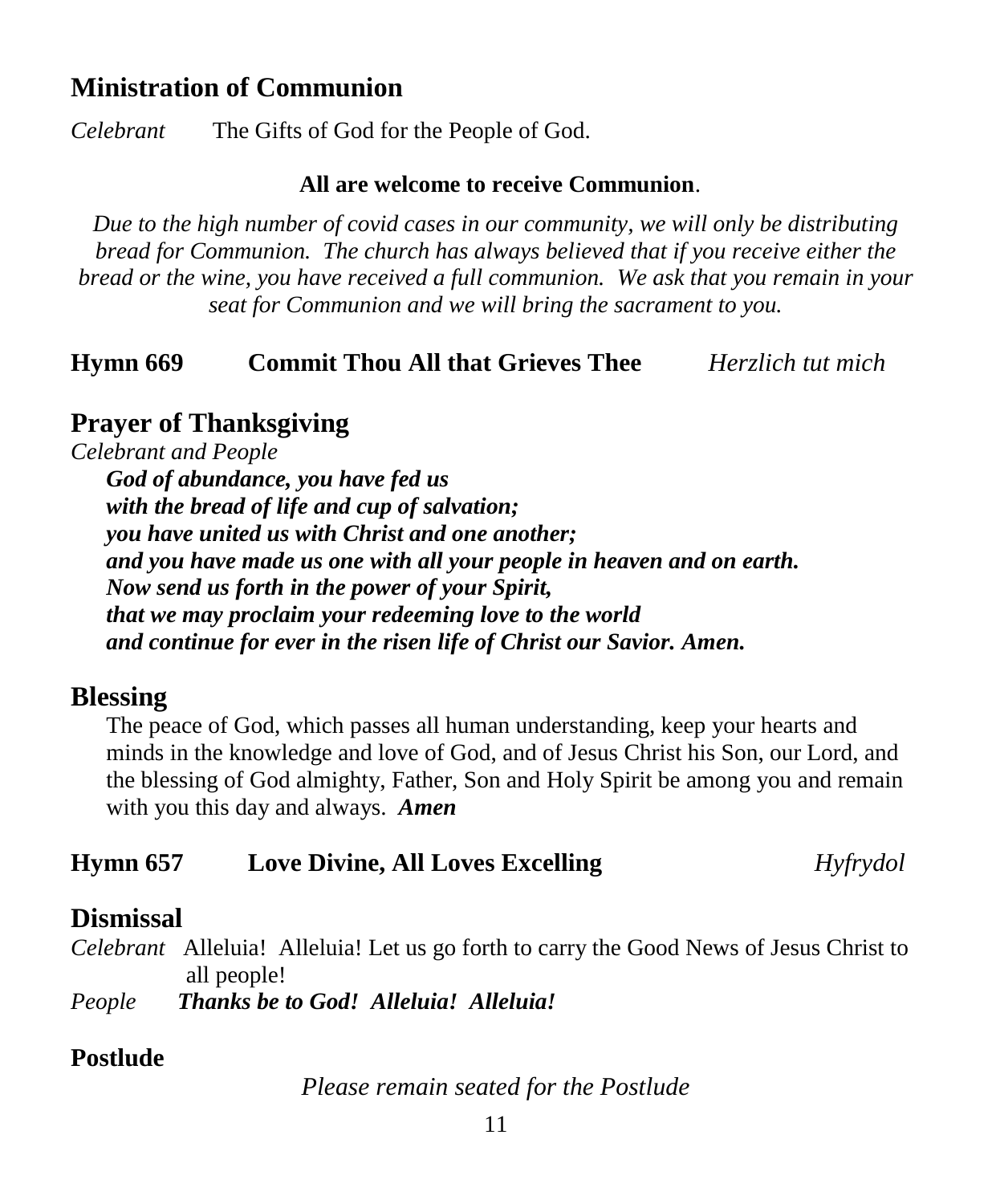## Ministration of Communion

*Celebrant* The Gifts of God for the People of God.

**All are welcome to receive Communion**.

*Due to the high number of covid cases in our community, we will only be distributing bread for Communion. The church has always believed that if you receive either the bread or the wine, you have received a full communion. We ask that you remain in your seat for Communion and we will bring the sacrament to you.*

**Hymn 669 Commit Thou All that Grieves Thee** *Herzlich tut mich*

## Prayer of Thanksgiving

*Celebrant and People*

***God of abundance, you have fed us***
***with the bread of life and cup of salvation;***
***you have united us with Christ and one another;***
***and you have made us one with all your people in heaven and on earth.***
***Now send us forth in the power of your Spirit,***
***that we may proclaim your redeeming love to the world***
***and continue for ever in the risen life of Christ our Savior. Amen.***

## Blessing

The peace of God, which passes all human understanding, keep your hearts and minds in the knowledge and love of God, and of Jesus Christ his Son, our Lord, and the blessing of God almighty, Father, Son and Holy Spirit be among you and remain with you this day and always. ***Amen***

**Hymn 657 Love Divine, All Loves Excelling** *Hyfrydol*

## Dismissal

*Celebrant* Alleluia! Alleluia! Let us go forth to carry the Good News of Jesus Christ to all people!

*People* ***Thanks be to God! Alleluia! Alleluia!***

**Postlude**

*Please remain seated for the Postlude*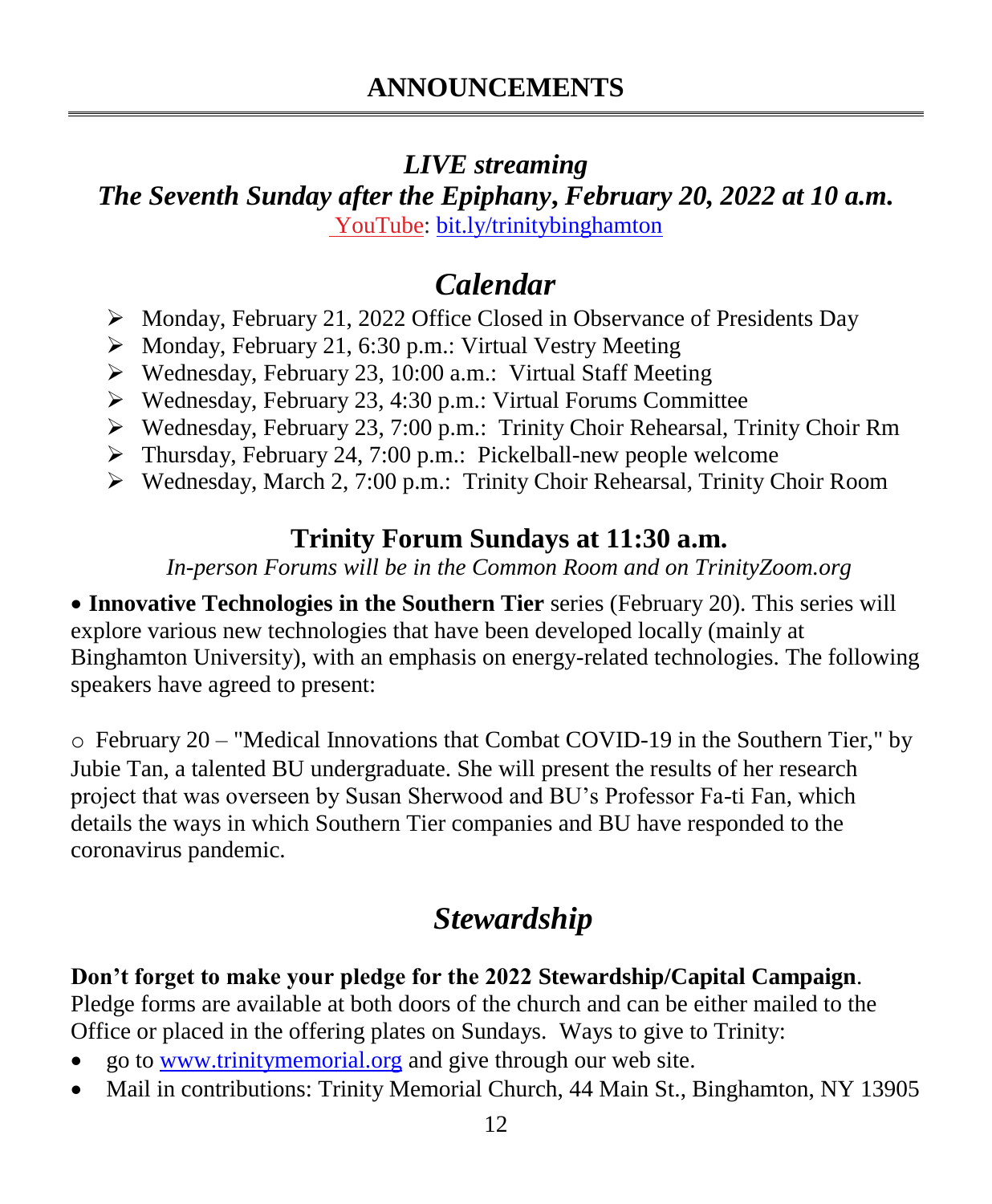# ANNOUNCEMENTS

---

### *LIVE streaming*

### *The Seventh Sunday after the Epiphany, February 20, 2022 at 10 a.m.*

YouTube: bit.ly/trinitybinghamton

## *Calendar*

- Monday, February 21, 2022 Office Closed in Observance of Presidents Day
- Monday, February 21, 6:30 p.m.: Virtual Vestry Meeting
- Wednesday, February 23, 10:00 a.m.: Virtual Staff Meeting
- Wednesday, February 23, 4:30 p.m.: Virtual Forums Committee
- Wednesday, February 23, 7:00 p.m.: Trinity Choir Rehearsal, Trinity Choir Rm
- Thursday, February 24, 7:00 p.m.: Pickelball-new people welcome
- Wednesday, March 2, 7:00 p.m.: Trinity Choir Rehearsal, Trinity Choir Room

### Trinity Forum Sundays at 11:30 a.m.

*In-person Forums will be in the Common Room and on TrinityZoom.org*

- **Innovative Technologies in the Southern Tier** series (February 20). This series will explore various new technologies that have been developed locally (mainly at Binghamton University), with an emphasis on energy-related technologies. The following speakers have agreed to present:

  - February 20 – "Medical Innovations that Combat COVID-19 in the Southern Tier," by Jubie Tan, a talented BU undergraduate. She will present the results of her research project that was overseen by Susan Sherwood and BU's Professor Fa-ti Fan, which details the ways in which Southern Tier companies and BU have responded to the coronavirus pandemic.

## *Stewardship*

**Don't forget to make your pledge for the 2022 Stewardship/Capital Campaign**. Pledge forms are available at both doors of the church and can be either mailed to the Office or placed in the offering plates on Sundays. Ways to give to Trinity:

- go to www.trinitymemorial.org and give through our web site.
- Mail in contributions: Trinity Memorial Church, 44 Main St., Binghamton, NY 13905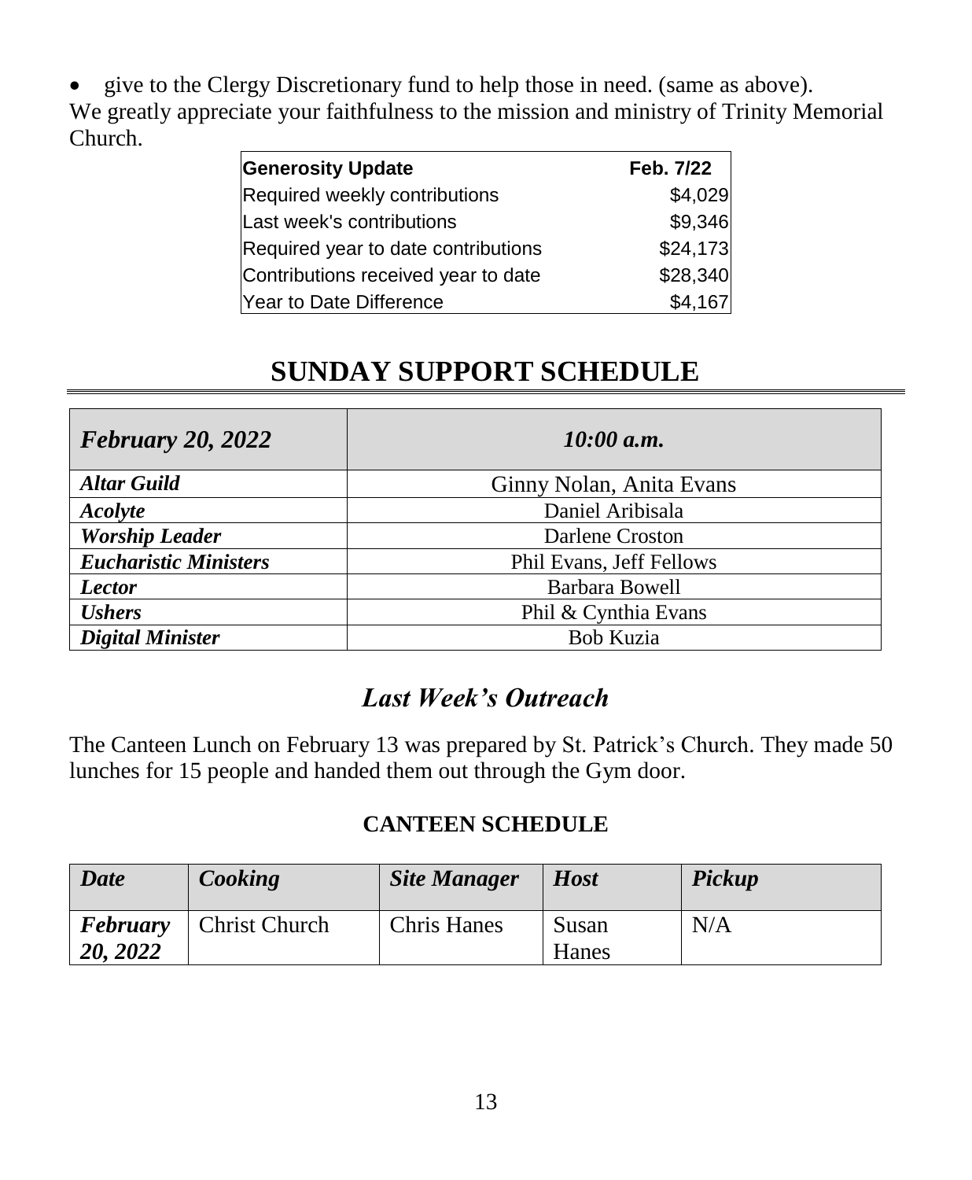- give to the Clergy Discretionary fund to help those in need. (same as above).

We greatly appreciate your faithfulness to the mission and ministry of Trinity Memorial Church.

| **Generosity Update** | **Feb. 7/22** |
|---|---|
| Required weekly contributions | $4,029 |
| Last week's contributions | $9,346 |
| Required year to date contributions | $24,173 |
| Contributions received year to date | $28,340 |
| Year to Date Difference | $4,167 |

## SUNDAY SUPPORT SCHEDULE

| ***February 20, 2022*** | ***10:00 a.m.*** |
|---|---|
| ***Altar Guild*** | Ginny Nolan, Anita Evans |
| ***Acolyte*** | Daniel Aribisala |
| ***Worship Leader*** | Darlene Croston |
| ***Eucharistic Ministers*** | Phil Evans, Jeff Fellows |
| ***Lector*** | Barbara Bowell |
| ***Ushers*** | Phil & Cynthia Evans |
| ***Digital Minister*** | Bob Kuzia |

## *Last Week's Outreach*

The Canteen Lunch on February 13 was prepared by St. Patrick's Church. They made 50 lunches for 15 people and handed them out through the Gym door.

### CANTEEN SCHEDULE

| ***Date*** | ***Cooking*** | ***Site Manager*** | ***Host*** | ***Pickup*** |
|---|---|---|---|---|
| ***February 20, 2022*** | Christ Church | Chris Hanes | Susan Hanes | N/A |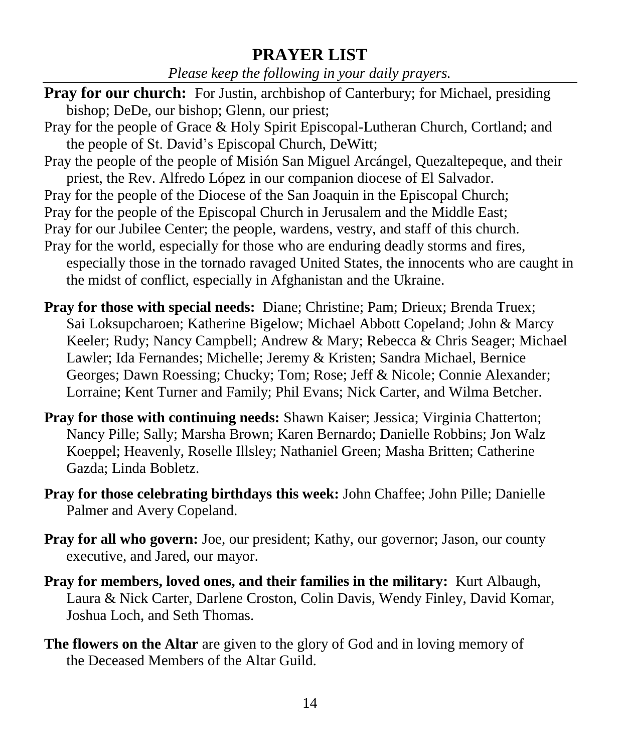# PRAYER LIST

*Please keep the following in your daily prayers.*

**Pray for our church:** For Justin, archbishop of Canterbury; for Michael, presiding bishop; DeDe, our bishop; Glenn, our priest;

Pray for the people of Grace & Holy Spirit Episcopal-Lutheran Church, Cortland; and the people of St. David's Episcopal Church, DeWitt;

Pray the people of the people of Misión San Miguel Arcángel, Quezaltepeque, and their priest, the Rev. Alfredo López in our companion diocese of El Salvador.

Pray for the people of the Diocese of the San Joaquin in the Episcopal Church;

Pray for the people of the Episcopal Church in Jerusalem and the Middle East;

Pray for our Jubilee Center; the people, wardens, vestry, and staff of this church.

Pray for the world, especially for those who are enduring deadly storms and fires, especially those in the tornado ravaged United States, the innocents who are caught in the midst of conflict, especially in Afghanistan and the Ukraine.

**Pray for those with special needs:** Diane; Christine; Pam; Drieux; Brenda Truex; Sai Loksupcharoen; Katherine Bigelow; Michael Abbott Copeland; John & Marcy Keeler; Rudy; Nancy Campbell; Andrew & Mary; Rebecca & Chris Seager; Michael Lawler; Ida Fernandes; Michelle; Jeremy & Kristen; Sandra Michael, Bernice Georges; Dawn Roessing; Chucky; Tom; Rose; Jeff & Nicole; Connie Alexander; Lorraine; Kent Turner and Family; Phil Evans; Nick Carter, and Wilma Betcher.

**Pray for those with continuing needs:** Shawn Kaiser; Jessica; Virginia Chatterton; Nancy Pille; Sally; Marsha Brown; Karen Bernardo; Danielle Robbins; Jon Walz Koeppel; Heavenly, Roselle Illsley; Nathaniel Green; Masha Britten; Catherine Gazda; Linda Bobletz.

**Pray for those celebrating birthdays this week:** John Chaffee; John Pille; Danielle Palmer and Avery Copeland.

**Pray for all who govern:** Joe, our president; Kathy, our governor; Jason, our county executive, and Jared, our mayor.

**Pray for members, loved ones, and their families in the military:** Kurt Albaugh, Laura & Nick Carter, Darlene Croston, Colin Davis, Wendy Finley, David Komar, Joshua Loch, and Seth Thomas.

**The flowers on the Altar** are given to the glory of God and in loving memory of the Deceased Members of the Altar Guild.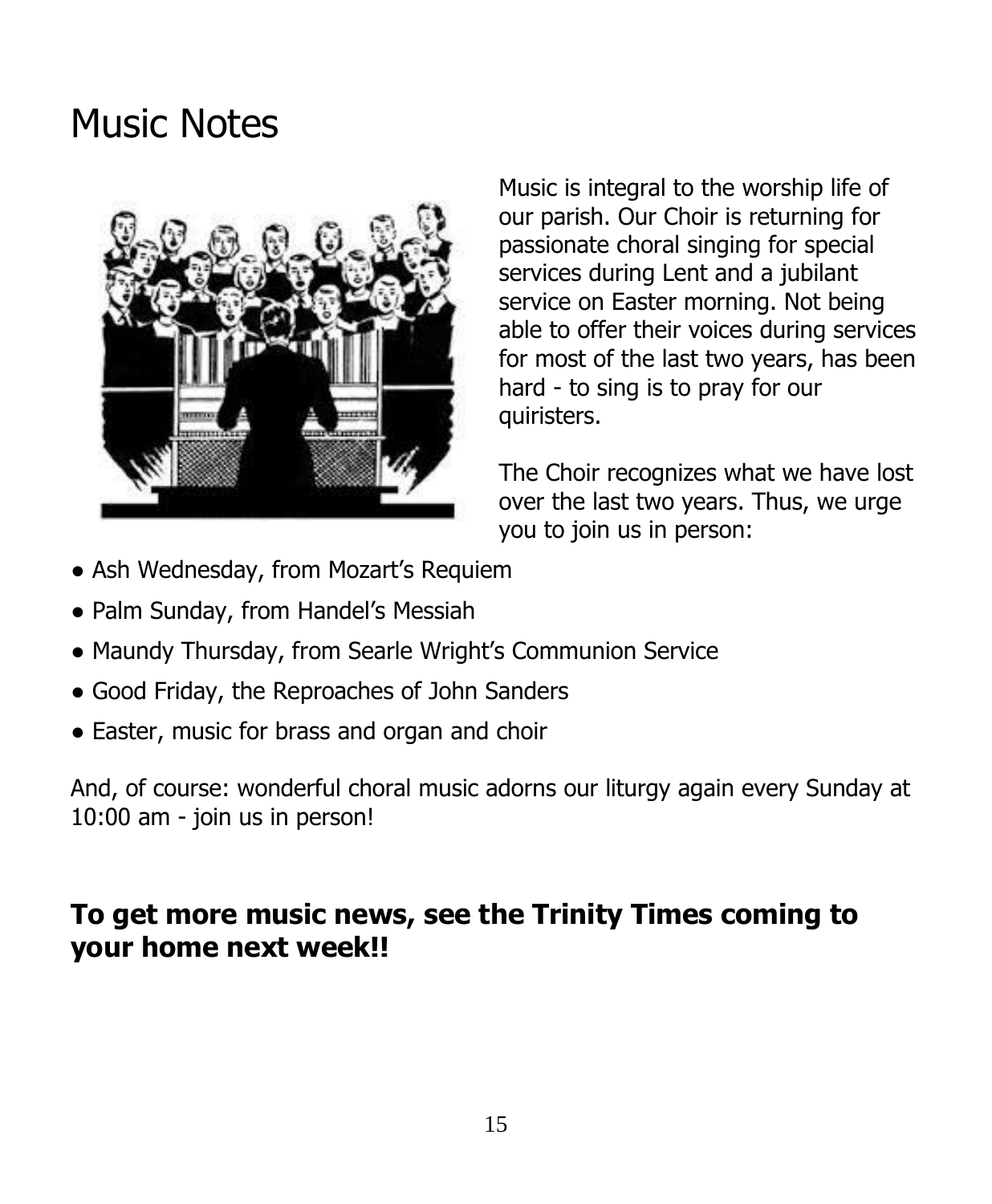# Music Notes

Music is integral to the worship life of our parish. Our Choir is returning for passionate choral singing for special services during Lent and a jubilant service on Easter morning. Not being able to offer their voices during services for most of the last two years, has been hard - to sing is to pray for our quiristers.

The Choir recognizes what we have lost over the last two years. Thus, we urge you to join us in person:

- Ash Wednesday, from Mozart's Requiem
- Palm Sunday, from Handel's Messiah
- Maundy Thursday, from Searle Wright's Communion Service
- Good Friday, the Reproaches of John Sanders
- Easter, music for brass and organ and choir

And, of course: wonderful choral music adorns our liturgy again every Sunday at 10:00 am - join us in person!

**To get more music news, see the Trinity Times coming to your home next week!!**